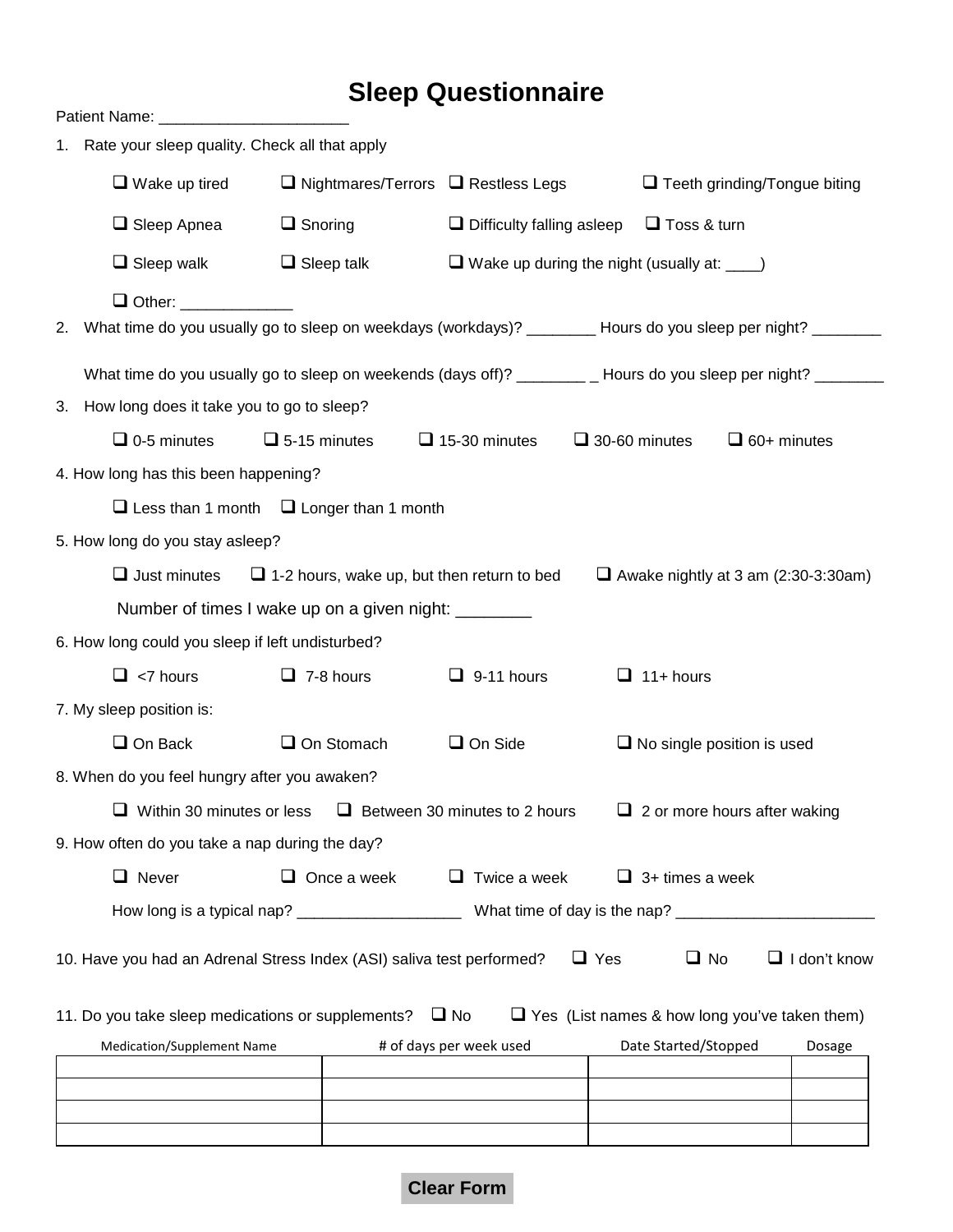# Sleep Questionnaire

Patient Name: ______________________

1. Rate your sleep quality. Check all that apply

   ❑ Wake up tired ❑ Nightmares/Terrors ❑ Restless Legs ❑ Teeth grinding/Tongue biting

   ❑ Sleep Apnea ❑ Snoring ❑ Difficulty falling asleep ❑ Toss & turn

   ❑ Sleep walk ❑ Sleep talk ❑ Wake up during the night (usually at: ____)

   ❑ Other: _____________

2. What time do you usually go to sleep on weekdays (workdays)? ________ Hours do you sleep per night? ________

   What time do you usually go to sleep on weekends (days off)? ________ _ Hours do you sleep per night? ________

3. How long does it take you to go to sleep?

   ❑ 0-5 minutes ❑ 5-15 minutes ❑ 15-30 minutes ❑ 30-60 minutes ❑ 60+ minutes

4. How long has this been happening?

   ❑ Less than 1 month ❑ Longer than 1 month

5. How long do you stay asleep?

   ❑ Just minutes ❑ 1-2 hours, wake up, but then return to bed ❑ Awake nightly at 3 am (2:30-3:30am)

   Number of times I wake up on a given night: ________

6. How long could you sleep if left undisturbed?

   ❑ <7 hours ❑ 7-8 hours ❑ 9-11 hours ❑ 11+ hours

7. My sleep position is:

   ❑ On Back ❑ On Stomach ❑ On Side ❑ No single position is used

8. When do you feel hungry after you awaken?

   ❑ Within 30 minutes or less ❑ Between 30 minutes to 2 hours ❑ 2 or more hours after waking

9. How often do you take a nap during the day?

   ❑ Never ❑ Once a week ❑ Twice a week ❑ 3+ times a week

   How long is a typical nap? ___________________ What time of day is the nap? _______________________

10. Have you had an Adrenal Stress Index (ASI) saliva test performed? ❑ Yes ❑ No ❑ I don't know

11. Do you take sleep medications or supplements? ❑ No ❑ Yes (List names & how long you've taken them)

| Medication/Supplement Name | # of days per week used | Date Started/Stopped | Dosage |
|---|---|---|---|
| | | | |
| | | | |
| | | | |
| | | | |

Clear Form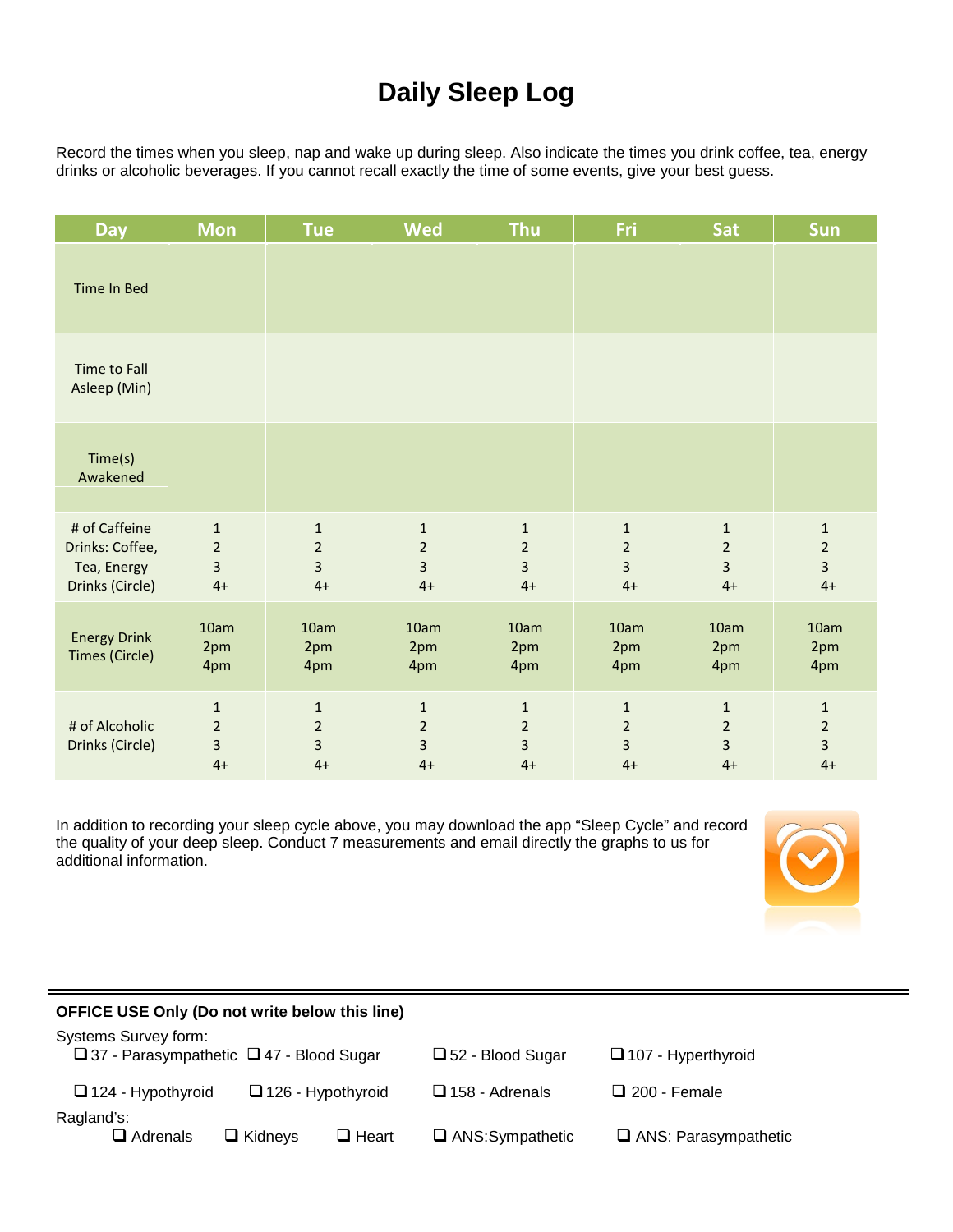# Daily Sleep Log

Record the times when you sleep, nap and wake up during sleep. Also indicate the times you drink coffee, tea, energy drinks or alcoholic beverages. If you cannot recall exactly the time of some events, give your best guess.

| Day | Mon | Tue | Wed | Thu | Fri | Sat | Sun |
|---|---|---|---|---|---|---|---|
| Time In Bed | | | | | | | |
| Time to Fall Asleep (Min) | | | | | | | |
| Time(s) Awakened | | | | | | | |
| # of Caffeine Drinks: Coffee, Tea, Energy Drinks (Circle) | 1 2 3 4+ | 1 2 3 4+ | 1 2 3 4+ | 1 2 3 4+ | 1 2 3 4+ | 1 2 3 4+ | 1 2 3 4+ |
| Energy Drink Times (Circle) | 10am 2pm 4pm | 10am 2pm 4pm | 10am 2pm 4pm | 10am 2pm 4pm | 10am 2pm 4pm | 10am 2pm 4pm | 10am 2pm 4pm |
| # of Alcoholic Drinks (Circle) | 1 2 3 4+ | 1 2 3 4+ | 1 2 3 4+ | 1 2 3 4+ | 1 2 3 4+ | 1 2 3 4+ | 1 2 3 4+ |

In addition to recording your sleep cycle above, you may download the app "Sleep Cycle" and record the quality of your deep sleep. Conduct 7 measurements and email directly the graphs to us for additional information.

---

**OFFICE USE Only (Do not write below this line)**

Systems Survey form:

❑ 37 - Parasympathetic ❑ 47 - Blood Sugar ❑ 52 - Blood Sugar ❑ 107 - Hyperthyroid

❑ 124 - Hypothyroid ❑ 126 - Hypothyroid ❑ 158 - Adrenals ❑ 200 - Female

Ragland's:

❑ Adrenals ❑ Kidneys ❑ Heart ❑ ANS:Sympathetic ❑ ANS: Parasympathetic